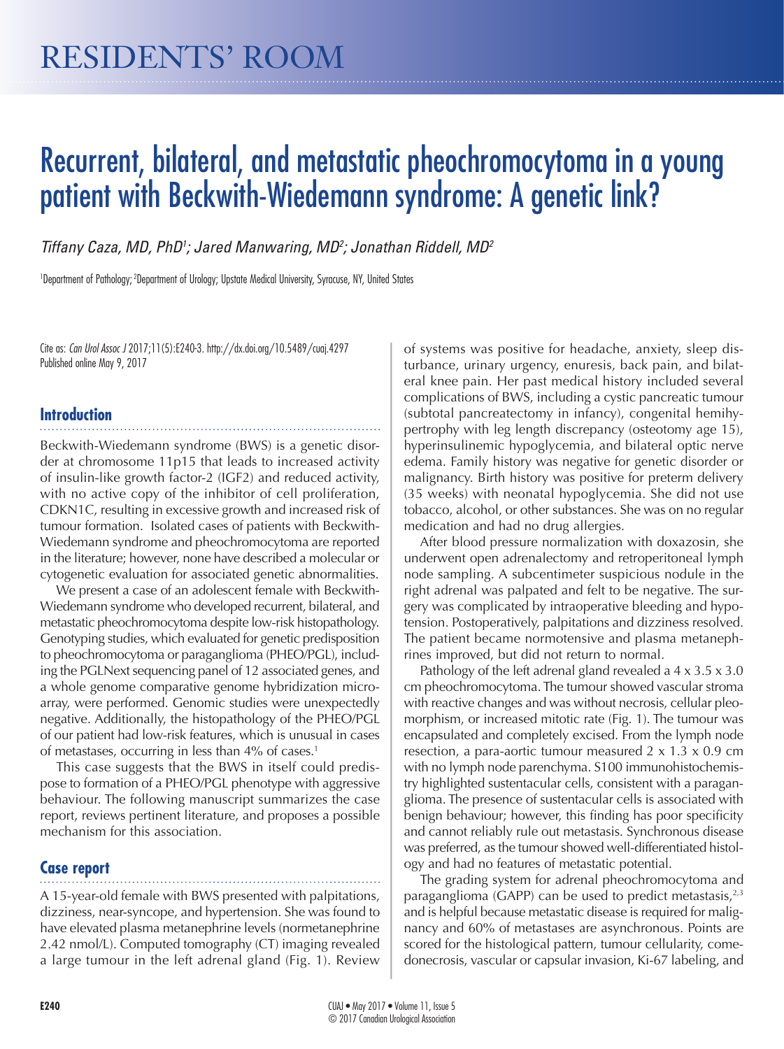# RESIDENTS' ROOM

# Recurrent, bilateral, and metastatic pheochromocytoma in a young patient with Beckwith-Wiedemann syndrome: A genetic link?

*Tiffany Caza, MD, PhD[1]; Jared Manwaring, MD[2]; Jonathan Riddell, MD[2]*

[1]Department of Pathology; [2]Department of Urology; Upstate Medical University, Syracuse, NY, United States

Cite as: *Can Urol Assoc J* 2017;11(5):E240-3. http://dx.doi.org/10.5489/cuaj.4297
Published online May 9, 2017

## Introduction

Beckwith-Wiedemann syndrome (BWS) is a genetic disorder at chromosome 11p15 that leads to increased activity of insulin-like growth factor-2 (IGF2) and reduced activity, with no active copy of the inhibitor of cell proliferation, CDKN1C, resulting in excessive growth and increased risk of tumour formation. Isolated cases of patients with Beckwith-Wiedemann syndrome and pheochromocytoma are reported in the literature; however, none have described a molecular or cytogenetic evaluation for associated genetic abnormalities.

We present a case of an adolescent female with Beckwith-Wiedemann syndrome who developed recurrent, bilateral, and metastatic pheochromocytoma despite low-risk histopathology. Genotyping studies, which evaluated for genetic predisposition to pheochromocytoma or paraganglioma (PHEO/PGL), including the PGLNext sequencing panel of 12 associated genes, and a whole genome comparative genome hybridization microarray, were performed. Genomic studies were unexpectedly negative. Additionally, the histopathology of the PHEO/PGL of our patient had low-risk features, which is unusual in cases of metastases, occurring in less than 4% of cases.[1]

This case suggests that the BWS in itself could predispose to formation of a PHEO/PGL phenotype with aggressive behaviour. The following manuscript summarizes the case report, reviews pertinent literature, and proposes a possible mechanism for this association.

## Case report

A 15-year-old female with BWS presented with palpitations, dizziness, near-syncope, and hypertension. She was found to have elevated plasma metanephrine levels (normetanephrine 2.42 nmol/L). Computed tomography (CT) imaging revealed a large tumour in the left adrenal gland (Fig. 1). Review of systems was positive for headache, anxiety, sleep disturbance, urinary urgency, enuresis, back pain, and bilateral knee pain. Her past medical history included several complications of BWS, including a cystic pancreatic tumour (subtotal pancreatectomy in infancy), congenital hemihypertrophy with leg length discrepancy (osteotomy age 15), hyperinsulinemic hypoglycemia, and bilateral optic nerve edema. Family history was negative for genetic disorder or malignancy. Birth history was positive for preterm delivery (35 weeks) with neonatal hypoglycemia. She did not use tobacco, alcohol, or other substances. She was on no regular medication and had no drug allergies.

After blood pressure normalization with doxazosin, she underwent open adrenalectomy and retroperitoneal lymph node sampling. A subcentimeter suspicious nodule in the right adrenal was palpated and felt to be negative. The surgery was complicated by intraoperative bleeding and hypotension. Postoperatively, palpitations and dizziness resolved. The patient became normotensive and plasma metanephrines improved, but did not return to normal.

Pathology of the left adrenal gland revealed a 4 x 3.5 x 3.0 cm pheochromocytoma. The tumour showed vascular stroma with reactive changes and was without necrosis, cellular pleomorphism, or increased mitotic rate (Fig. 1). The tumour was encapsulated and completely excised. From the lymph node resection, a para-aortic tumour measured 2 x 1.3 x 0.9 cm with no lymph node parenchyma. S100 immunohistochemistry highlighted sustentacular cells, consistent with a paraganglioma. The presence of sustentacular cells is associated with benign behaviour; however, this finding has poor specificity and cannot reliably rule out metastasis. Synchronous disease was preferred, as the tumour showed well-differentiated histology and had no features of metastatic potential.

The grading system for adrenal pheochromocytoma and paraganglioma (GAPP) can be used to predict metastasis,[2,3] and is helpful because metastatic disease is required for malignancy and 60% of metastases are asynchronous. Points are scored for the histological pattern, tumour cellularity, comedonecrosis, vascular or capsular invasion, Ki-67 labeling, and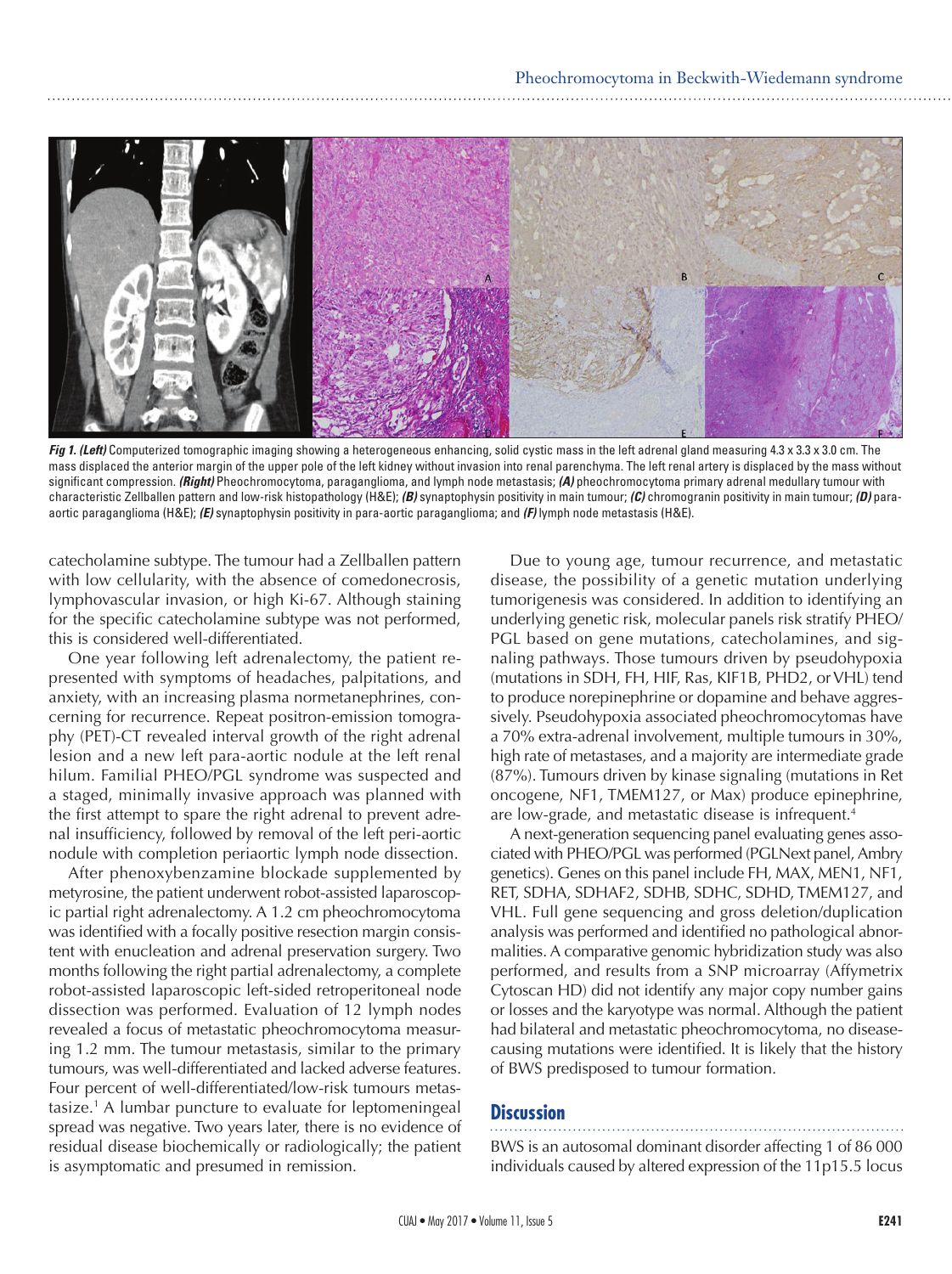**Fig 1. (Left)** Computerized tomographic imaging showing a heterogeneous enhancing, solid cystic mass in the left adrenal gland measuring 4.3 x 3.3 x 3.0 cm. The mass displaced the anterior margin of the upper pole of the left kidney without invasion into renal parenchyma. The left renal artery is displaced by the mass without significant compression. ***(Right)*** Pheochromocytoma, paraganglioma, and lymph node metastasis; ***(A)*** pheochromocytoma primary adrenal medullary tumour with characteristic Zellballen pattern and low-risk histopathology (H&E); ***(B)*** synaptophysin positivity in main tumour; ***(C)*** chromogranin positivity in main tumour; ***(D)*** para-aortic paraganglioma (H&E); ***(E)*** synaptophysin positivity in para-aortic paraganglioma; and ***(F)*** lymph node metastasis (H&E).

catecholamine subtype. The tumour had a Zellballen pattern with low cellularity, with the absence of comedonecrosis, lymphovascular invasion, or high Ki-67. Although staining for the specific catecholamine subtype was not performed, this is considered well-differentiated.

One year following left adrenalectomy, the patient represented with symptoms of headaches, palpitations, and anxiety, with an increasing plasma normetanephrines, concerning for recurrence. Repeat positron-emission tomography (PET)-CT revealed interval growth of the right adrenal lesion and a new left para-aortic nodule at the left renal hilum. Familial PHEO/PGL syndrome was suspected and a staged, minimally invasive approach was planned with the first attempt to spare the right adrenal to prevent adrenal insufficiency, followed by removal of the left peri-aortic nodule with completion periaortic lymph node dissection.

After phenoxybenzamine blockade supplemented by metyrosine, the patient underwent robot-assisted laparoscopic partial right adrenalectomy. A 1.2 cm pheochromocytoma was identified with a focally positive resection margin consistent with enucleation and adrenal preservation surgery. Two months following the right partial adrenalectomy, a complete robot-assisted laparoscopic left-sided retroperitoneal node dissection was performed. Evaluation of 12 lymph nodes revealed a focus of metastatic pheochromocytoma measuring 1.2 mm. The tumour metastasis, similar to the primary tumours, was well-differentiated and lacked adverse features. Four percent of well-differentiated/low-risk tumours metastasize.[1] A lumbar puncture to evaluate for leptomeningeal spread was negative. Two years later, there is no evidence of residual disease biochemically or radiologically; the patient is asymptomatic and presumed in remission.

Due to young age, tumour recurrence, and metastatic disease, the possibility of a genetic mutation underlying tumorigenesis was considered. In addition to identifying an underlying genetic risk, molecular panels risk stratify PHEO/PGL based on gene mutations, catecholamines, and signaling pathways. Those tumours driven by pseudohypoxia (mutations in SDH, FH, HIF, Ras, KIF1B, PHD2, or VHL) tend to produce norepinephrine or dopamine and behave aggressively. Pseudohypoxia associated pheochromocytomas have a 70% extra-adrenal involvement, multiple tumours in 30%, high rate of metastases, and a majority are intermediate grade (87%). Tumours driven by kinase signaling (mutations in Ret oncogene, NF1, TMEM127, or Max) produce epinephrine, are low-grade, and metastatic disease is infrequent.[4]

A next-generation sequencing panel evaluating genes associated with PHEO/PGL was performed (PGLNext panel, Ambry genetics). Genes on this panel include FH, MAX, MEN1, NF1, RET, SDHA, SDHAF2, SDHB, SDHC, SDHD, TMEM127, and VHL. Full gene sequencing and gross deletion/duplication analysis was performed and identified no pathological abnormalities. A comparative genomic hybridization study was also performed, and results from a SNP microarray (Affymetrix Cytoscan HD) did not identify any major copy number gains or losses and the karyotype was normal. Although the patient had bilateral and metastatic pheochromocytoma, no disease-causing mutations were identified. It is likely that the history of BWS predisposed to tumour formation.

## Discussion

BWS is an autosomal dominant disorder affecting 1 of 86 000 individuals caused by altered expression of the 11p15.5 locus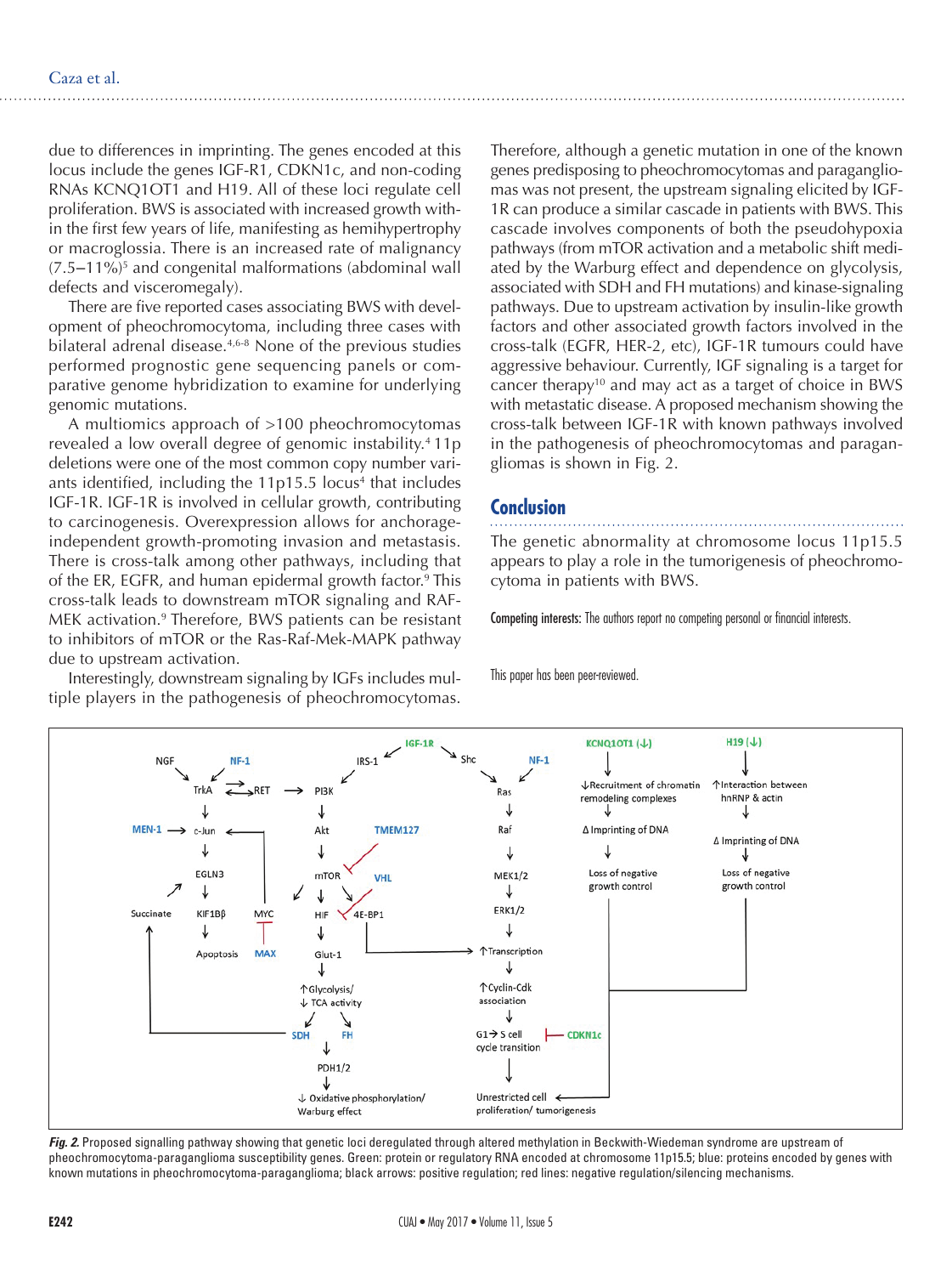due to differences in imprinting. The genes encoded at this locus include the genes IGF-R1, CDKN1c, and non-coding RNAs KCNQ1OT1 and H19. All of these loci regulate cell proliferation. BWS is associated with increased growth within the first few years of life, manifesting as hemihypertrophy or macroglossia. There is an increased rate of malignancy (7.5–11%)[5] and congenital malformations (abdominal wall defects and visceromegaly).

There are five reported cases associating BWS with development of pheochromocytoma, including three cases with bilateral adrenal disease.[4,6-8] None of the previous studies performed prognostic gene sequencing panels or comparative genome hybridization to examine for underlying genomic mutations.

A multiomics approach of >100 pheochromocytomas revealed a low overall degree of genomic instability.[4] 11p deletions were one of the most common copy number variants identified, including the 11p15.5 locus[4] that includes IGF-1R. IGF-1R is involved in cellular growth, contributing to carcinogenesis. Overexpression allows for anchorage-independent growth-promoting invasion and metastasis. There is cross-talk among other pathways, including that of the ER, EGFR, and human epidermal growth factor.[9] This cross-talk leads to downstream mTOR signaling and RAF-MEK activation.[9] Therefore, BWS patients can be resistant to inhibitors of mTOR or the Ras-Raf-Mek-MAPK pathway due to upstream activation.

Interestingly, downstream signaling by IGFs includes multiple players in the pathogenesis of pheochromocytomas. Therefore, although a genetic mutation in one of the known genes predisposing to pheochromocytomas and paragangliomas was not present, the upstream signaling elicited by IGF-1R can produce a similar cascade in patients with BWS. This cascade involves components of both the pseudohypoxia pathways (from mTOR activation and a metabolic shift mediated by the Warburg effect and dependence on glycolysis, associated with SDH and FH mutations) and kinase-signaling pathways. Due to upstream activation by insulin-like growth factors and other associated growth factors involved in the cross-talk (EGFR, HER-2, etc), IGF-1R tumours could have aggressive behaviour. Currently, IGF signaling is a target for cancer therapy[10] and may act as a target of choice in BWS with metastatic disease. A proposed mechanism showing the cross-talk between IGF-1R with known pathways involved in the pathogenesis of pheochromocytomas and paragangliomas is shown in Fig. 2.

## Conclusion

The genetic abnormality at chromosome locus 11p15.5 appears to play a role in the tumorigenesis of pheochromocytoma in patients with BWS.

**Competing interests:** The authors report no competing personal or financial interests.

This paper has been peer-reviewed.

***Fig. 2.*** Proposed signalling pathway showing that genetic loci deregulated through altered methylation in Beckwith-Wiedeman syndrome are upstream of pheochromocytoma-paraganglioma susceptibility genes. Green: protein or regulatory RNA encoded at chromosome 11p15.5; blue: proteins encoded by genes with known mutations in pheochromocytoma-paraganglioma; black arrows: positive regulation; red lines: negative regulation/silencing mechanisms.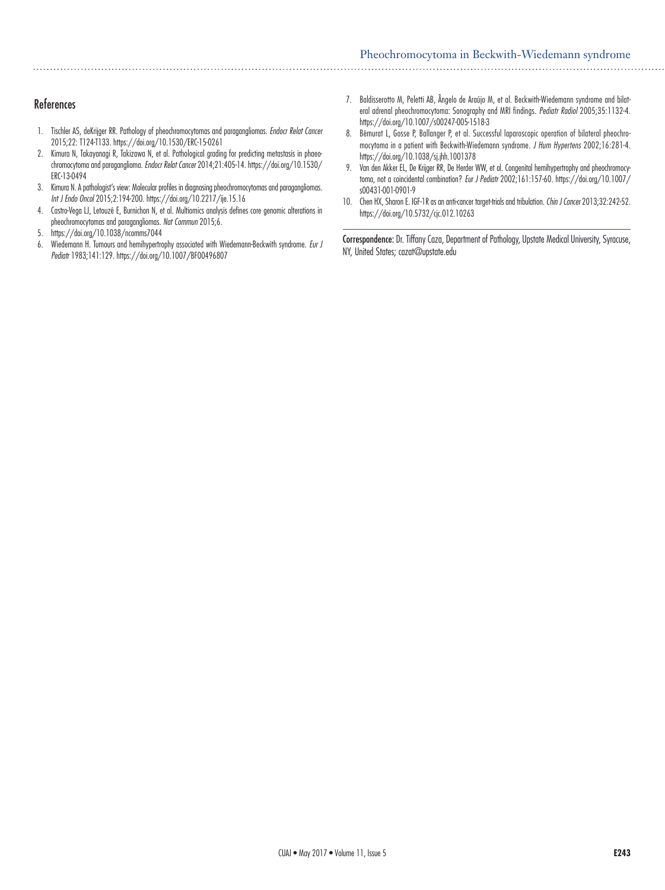## References

1. Tischler AS, deKrijger RR. Pathology of pheochromocytomas and paragangliomas. *Endocr Relat Cancer* 2015;22: T124-T133. https://doi.org/10.1530/ERC-15-0261
2. Kimura N, Takayanagi R, Takizawa N, et al. Pathological grading for predicting metastasis in phaeochromocytoma and paraganglioma. *Endocr Relat Cancer* 2014;21:405-14. https://doi.org/10.1530/ERC-13-0494
3. Kimura N. A pathologist's view: Molecular profiles in diagnosing pheochromocytomas and paragangliomas. *Int J Endo Oncol* 2015;2:194-200. https://doi.org/10.2217/ije.15.16
4. Castro-Vega LJ, Letouzé E, Burnichon N, et al. Multiomics analysis defines core genomic alterations in pheochromocytomas and paragangliomas. *Nat Commun* 2015;6.
5. https://doi.org/10.1038/ncomms7044
6. Wiedemann H. Tumours and hemihypertrophy associated with Wiedemann-Beckwith syndrome. *Eur J Pediatr* 1983;141:129. https://doi.org/10.1007/BF00496807
7. Baldisserotto M, Peletti AB, Ângelo de Araújo M, et al. Beckwith-Wiedemann syndrome and bilateral adrenal pheochromocytoma: Sonography and MRI findings. *Pediatr Radiol* 2005;35:1132-4. https://doi.org/10.1007/s00247-005-1518-3
8. Bémurat L, Gosse P, Ballanger P, et al. Successful laparoscopic operation of bilateral pheochromocytoma in a patient with Beckwith-Wiedemann syndrome. *J Hum Hypertens* 2002;16:281-4. https://doi.org/10.1038/sj.jhh.1001378
9. Van den Akker EL, De Krijger RR, De Herder WW, et al. Congenital hemihypertrophy and pheochromocytoma, not a coincidental combination? *Eur J Pediatr* 2002;161:157-60. https://doi.org/10.1007/s00431-001-0901-9
10. Chen HX, Sharon E. IGF-1R as an anti-cancer target-trials and tribulation. *Chin J Cancer* 2013;32:242-52. https://doi.org/10.5732/cjc.012.10263

**Correspondence:** Dr. Tiffany Caza, Department of Pathology, Upstate Medical University, Syracuse, NY, United States; cazat@upstate.edu